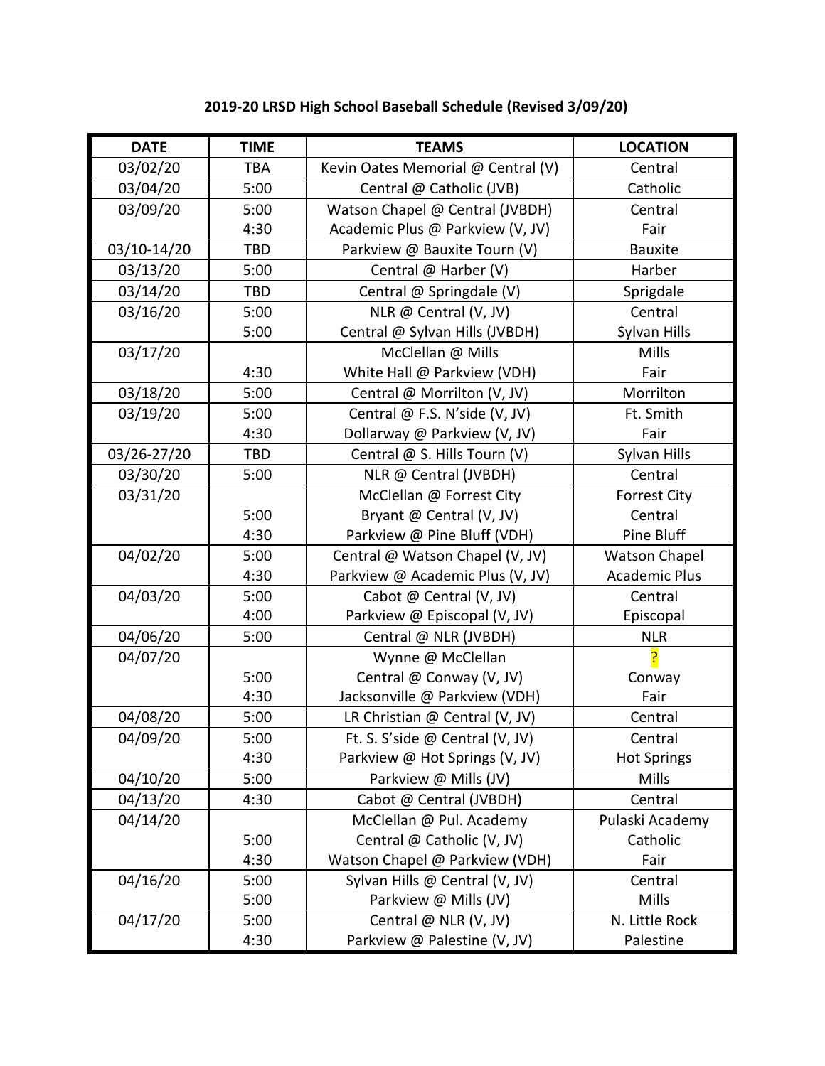**2019-20 LRSD High School Baseball Schedule (Revised 3/09/20)**

| DATE | TIME | TEAMS | LOCATION |
|---|---|---|---|
| 03/02/20 | TBA | Kevin Oates Memorial @ Central (V) | Central |
| 03/04/20 | 5:00 | Central @ Catholic (JVB) | Catholic |
| 03/09/20 | 5:00 | Watson Chapel @ Central (JVBDH) | Central |
| | 4:30 | Academic Plus @ Parkview (V, JV) | Fair |
| 03/10-14/20 | TBD | Parkview @ Bauxite Tourn (V) | Bauxite |
| 03/13/20 | 5:00 | Central @ Harber (V) | Harber |
| 03/14/20 | TBD | Central @ Springdale (V) | Sprigdale |
| 03/16/20 | 5:00 | NLR @ Central (V, JV) | Central |
| | 5:00 | Central @ Sylvan Hills (JVBDH) | Sylvan Hills |
| 03/17/20 | | McClellan @ Mills | Mills |
| | 4:30 | White Hall @ Parkview (VDH) | Fair |
| 03/18/20 | 5:00 | Central @ Morrilton (V, JV) | Morrilton |
| 03/19/20 | 5:00 | Central @ F.S. N'side (V, JV) | Ft. Smith |
| | 4:30 | Dollarway @ Parkview (V, JV) | Fair |
| 03/26-27/20 | TBD | Central @ S. Hills Tourn (V) | Sylvan Hills |
| 03/30/20 | 5:00 | NLR @ Central (JVBDH) | Central |
| 03/31/20 | | McClellan @ Forrest City | Forrest City |
| | 5:00 | Bryant @ Central (V, JV) | Central |
| | 4:30 | Parkview @ Pine Bluff (VDH) | Pine Bluff |
| 04/02/20 | 5:00 | Central @ Watson Chapel (V, JV) | Watson Chapel |
| | 4:30 | Parkview @ Academic Plus (V, JV) | Academic Plus |
| 04/03/20 | 5:00 | Cabot @ Central (V, JV) | Central |
| | 4:00 | Parkview @ Episcopal (V, JV) | Episcopal |
| 04/06/20 | 5:00 | Central @ NLR (JVBDH) | NLR |
| 04/07/20 | | Wynne @ McClellan | ? |
| | 5:00 | Central @ Conway (V, JV) | Conway |
| | 4:30 | Jacksonville @ Parkview (VDH) | Fair |
| 04/08/20 | 5:00 | LR Christian @ Central (V, JV) | Central |
| 04/09/20 | 5:00 | Ft. S. S'side @ Central (V, JV) | Central |
| | 4:30 | Parkview @ Hot Springs (V, JV) | Hot Springs |
| 04/10/20 | 5:00 | Parkview @ Mills (JV) | Mills |
| 04/13/20 | 4:30 | Cabot @ Central (JVBDH) | Central |
| 04/14/20 | | McClellan @ Pul. Academy | Pulaski Academy |
| | 5:00 | Central @ Catholic (V, JV) | Catholic |
| | 4:30 | Watson Chapel @ Parkview (VDH) | Fair |
| 04/16/20 | 5:00 | Sylvan Hills @ Central (V, JV) | Central |
| | 5:00 | Parkview @ Mills (JV) | Mills |
| 04/17/20 | 5:00 | Central @ NLR (V, JV) | N. Little Rock |
| | 4:30 | Parkview @ Palestine (V, JV) | Palestine |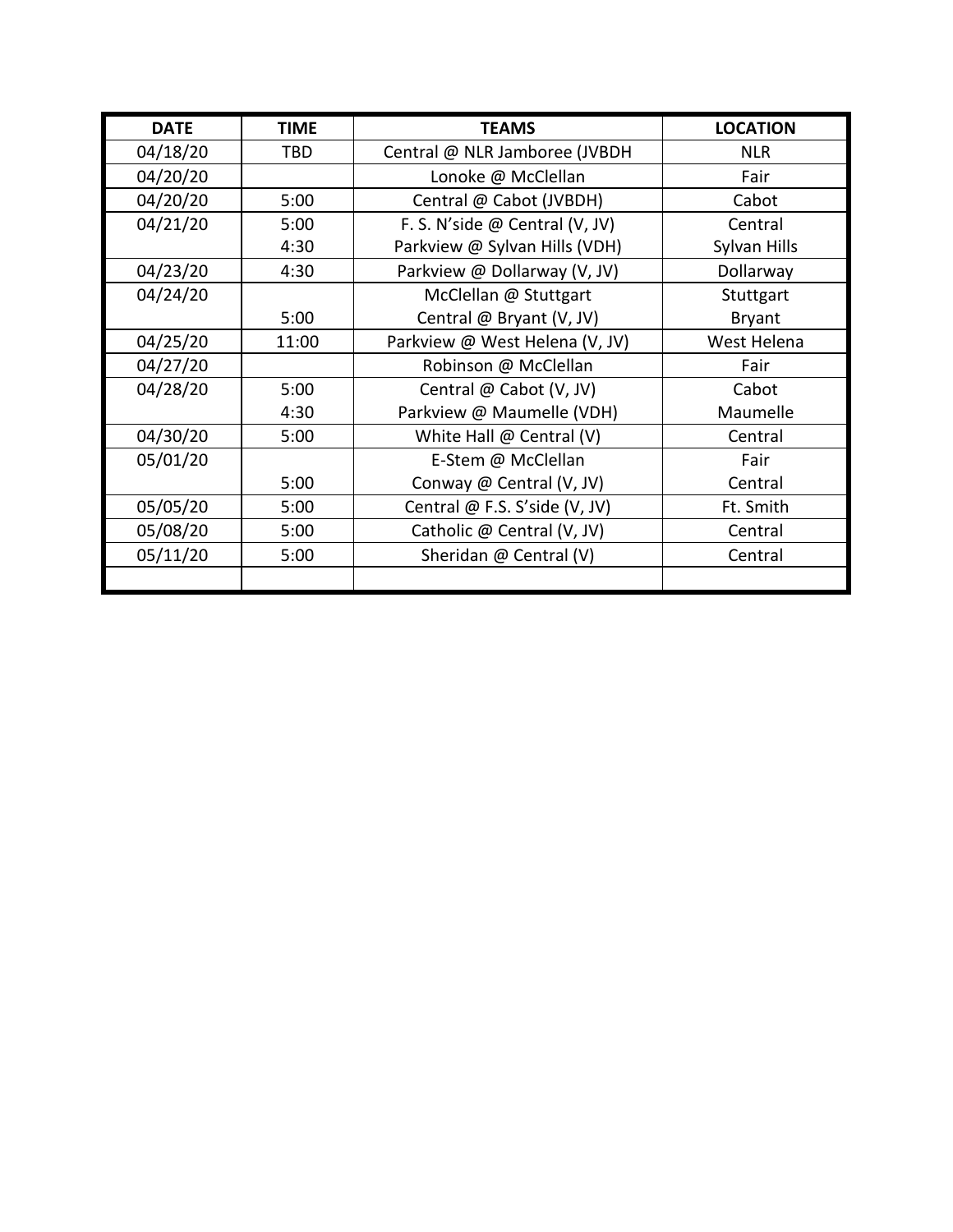| DATE | TIME | TEAMS | LOCATION |
| --- | --- | --- | --- |
| 04/18/20 | TBD | Central @ NLR Jamboree (JVBDH | NLR |
| 04/20/20 | | Lonoke @ McClellan | Fair |
| 04/20/20 | 5:00 | Central @ Cabot (JVBDH) | Cabot |
| 04/21/20 | 5:00 | F. S. N'side @ Central (V, JV) | Central |
| | 4:30 | Parkview @ Sylvan Hills (VDH) | Sylvan Hills |
| 04/23/20 | 4:30 | Parkview @ Dollarway (V, JV) | Dollarway |
| 04/24/20 | | McClellan @ Stuttgart | Stuttgart |
| | 5:00 | Central @ Bryant (V, JV) | Bryant |
| 04/25/20 | 11:00 | Parkview @ West Helena (V, JV) | West Helena |
| 04/27/20 | | Robinson @ McClellan | Fair |
| 04/28/20 | 5:00 | Central @ Cabot (V, JV) | Cabot |
| | 4:30 | Parkview @ Maumelle (VDH) | Maumelle |
| 04/30/20 | 5:00 | White Hall @ Central (V) | Central |
| 05/01/20 | | E-Stem @ McClellan | Fair |
| | 5:00 | Conway @ Central (V, JV) | Central |
| 05/05/20 | 5:00 | Central @ F.S. S'side (V, JV) | Ft. Smith |
| 05/08/20 | 5:00 | Catholic @ Central (V, JV) | Central |
| 05/11/20 | 5:00 | Sheridan @ Central (V) | Central |
| | | | |